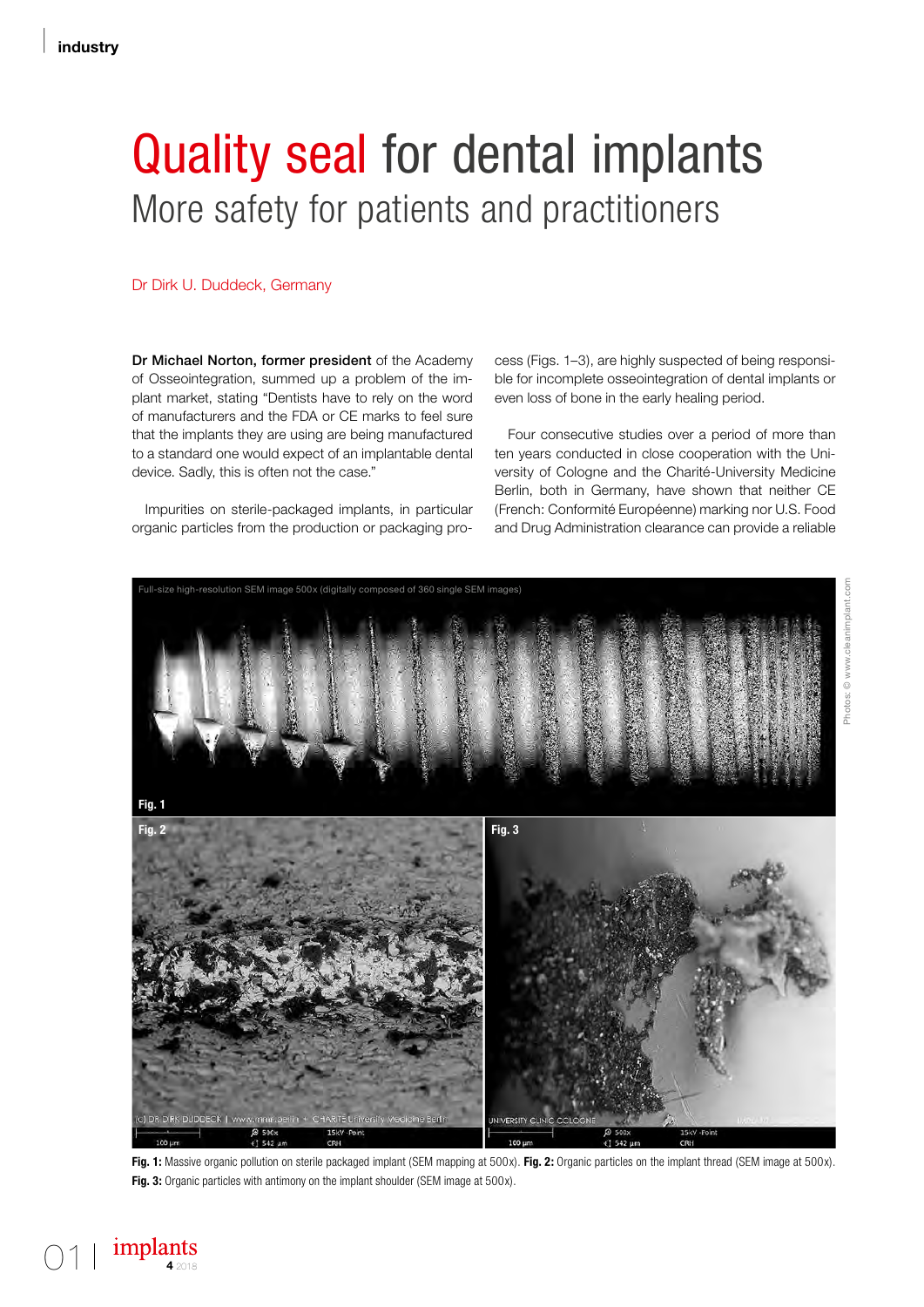# Quality seal for dental implants

## More safety for patients and practitioners

Dr Dirk U. Duddeck, Germany

**Dr Michael Norton, former president** of the Academy of Osseointegration, summed up a problem of the implant market, stating "Dentists have to rely on the word of manufacturers and the FDA or CE marks to feel sure that the implants they are using are being manufactured to a standard one would expect of an implantable dental device. Sadly, this is often not the case."

Impurities on sterile-packaged implants, in particular organic particles from the production or packaging process (Figs. 1–3), are highly suspected of being responsible for incomplete osseointegration of dental implants or even loss of bone in the early healing period.

Four consecutive studies over a period of more than ten years conducted in close cooperation with the University of Cologne and the Charité-University Medicine Berlin, both in Germany, have shown that neither CE (French: Conformité Européenne) marking nor U.S. Food and Drug Administration clearance can provide a reliable

**Fig. 1:** Massive organic pollution on sterile packaged implant (SEM mapping at 500x). **Fig. 2:** Organic particles on the implant thread (SEM image at 500x). **Fig. 3:** Organic particles with antimony on the implant shoulder (SEM image at 500x).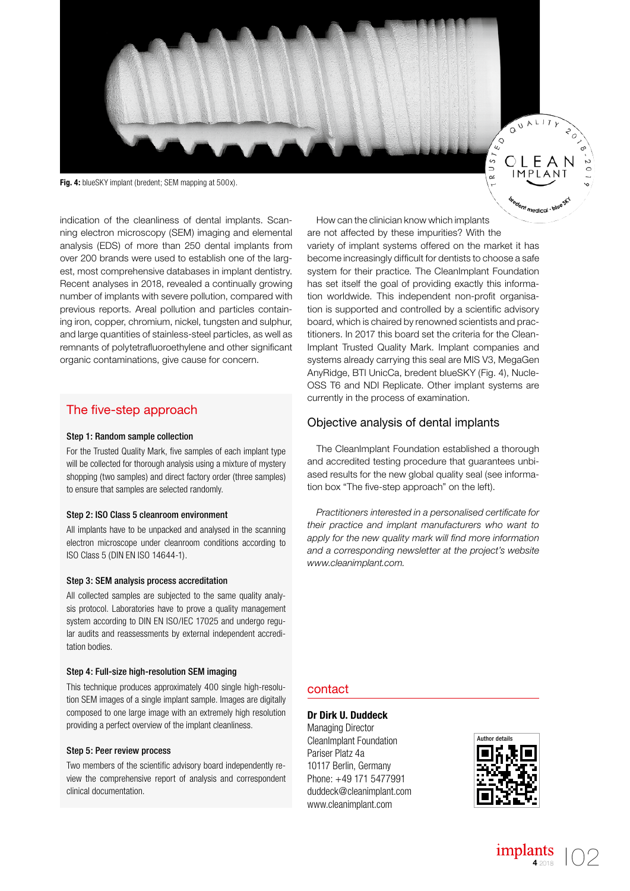Fig. 4: blueSKY implant (bredent; SEM mapping at 500x).

indication of the cleanliness of dental implants. Scanning electron microscopy (SEM) imaging and elemental analysis (EDS) of more than 250 dental implants from over 200 brands were used to establish one of the largest, most comprehensive databases in implant dentistry. Recent analyses in 2018, revealed a continually growing number of implants with severe pollution, compared with previous reports. Areal pollution and particles containing iron, copper, chromium, nickel, tungsten and sulphur, and large quantities of stainless-steel particles, as well as remnants of polytetrafluoroethylene and other significant organic contaminations, give cause for concern.

## The five-step approach

**Step 1: Random sample collection**

For the Trusted Quality Mark, five samples of each implant type will be collected for thorough analysis using a mixture of mystery shopping (two samples) and direct factory order (three samples) to ensure that samples are selected randomly.

**Step 2: ISO Class 5 cleanroom environment**

All implants have to be unpacked and analysed in the scanning electron microscope under cleanroom conditions according to ISO Class 5 (DIN EN ISO 14644-1).

**Step 3: SEM analysis process accreditation**

All collected samples are subjected to the same quality analysis protocol. Laboratories have to prove a quality management system according to DIN EN ISO/IEC 17025 and undergo regular audits and reassessments by external independent accreditation bodies.

**Step 4: Full-size high-resolution SEM imaging**

This technique produces approximately 400 single high-resolution SEM images of a single implant sample. Images are digitally composed to one large image with an extremely high resolution providing a perfect overview of the implant cleanliness.

**Step 5: Peer review process**

Two members of the scientific advisory board independently review the comprehensive report of analysis and correspondent clinical documentation.

How can the clinician know which implants are not affected by these impurities? With the variety of implant systems offered on the market it has become increasingly difficult for dentists to choose a safe system for their practice. The CleanImplant Foundation has set itself the goal of providing exactly this information worldwide. This independent non-profit organisation is supported and controlled by a scientific advisory board, which is chaired by renowned scientists and practitioners. In 2017 this board set the criteria for the CleanImplant Trusted Quality Mark. Implant companies and systems already carrying this seal are MIS V3, MegaGen AnyRidge, BTI UnicCa, bredent blueSKY (Fig. 4), Nucle-OSS T6 and NDI Replicate. Other implant systems are currently in the process of examination.

## Objective analysis of dental implants

The CleanImplant Foundation established a thorough and accredited testing procedure that guarantees unbiased results for the new global quality seal (see information box "The five-step approach" on the left).

*Practitioners interested in a personalised certificate for their practice and implant manufacturers who want to apply for the new quality mark will find more information and a corresponding newsletter at the project's website www.cleanimplant.com.*

## contact

**Dr Dirk U. Duddeck**
Managing Director
CleanImplant Foundation
Pariser Platz 4a
10117 Berlin, Germany
Phone: +49 171 5477991
duddeck@cleanimplant.com
www.cleanimplant.com

Author details